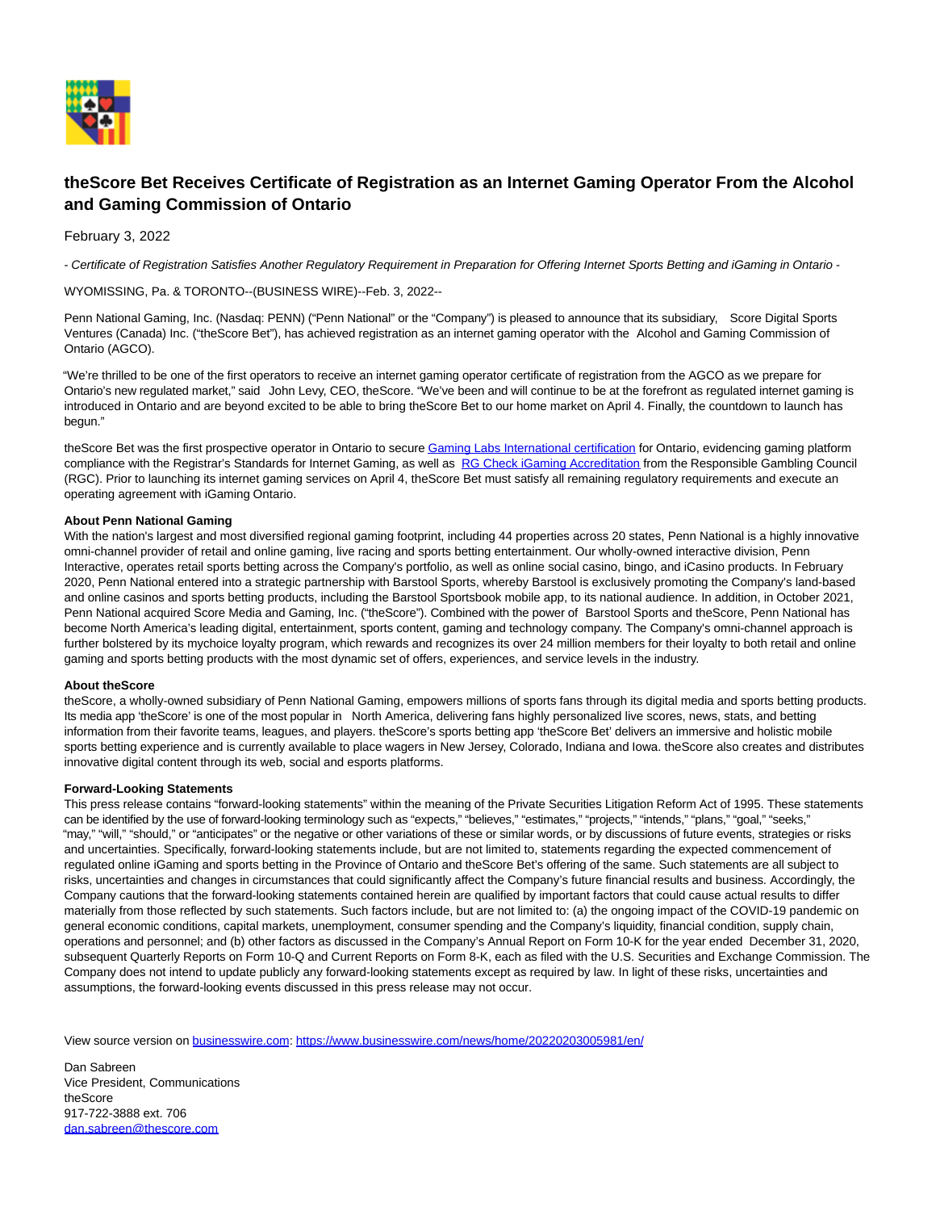# theScore Bet Receives Certificate of Registration as an Internet Gaming Operator From the Alcohol and Gaming Commission of Ontario

February 3, 2022

*- Certificate of Registration Satisfies Another Regulatory Requirement in Preparation for Offering Internet Sports Betting and iGaming in Ontario -*

WYOMISSING, Pa. & TORONTO--(BUSINESS WIRE)--Feb. 3, 2022--

Penn National Gaming, Inc. (Nasdaq: PENN) ("Penn National" or the "Company") is pleased to announce that its subsidiary, Score Digital Sports Ventures (Canada) Inc. ("theScore Bet"), has achieved registration as an internet gaming operator with the Alcohol and Gaming Commission of Ontario (AGCO).

"We're thrilled to be one of the first operators to receive an internet gaming operator certificate of registration from the AGCO as we prepare for Ontario's new regulated market," said John Levy, CEO, theScore. "We've been and will continue to be at the forefront as regulated internet gaming is introduced in Ontario and are beyond excited to be able to bring theScore Bet to our home market on April 4. Finally, the countdown to launch has begun."

theScore Bet was the first prospective operator in Ontario to secure [Gaming Labs International certification](#) for Ontario, evidencing gaming platform compliance with the Registrar's Standards for Internet Gaming, as well as [RG Check iGaming Accreditation](#) from the Responsible Gambling Council (RGC). Prior to launching its internet gaming services on April 4, theScore Bet must satisfy all remaining regulatory requirements and execute an operating agreement with iGaming Ontario.

**About Penn National Gaming**
With the nation's largest and most diversified regional gaming footprint, including 44 properties across 20 states, Penn National is a highly innovative omni-channel provider of retail and online gaming, live racing and sports betting entertainment. Our wholly-owned interactive division, Penn Interactive, operates retail sports betting across the Company's portfolio, as well as online social casino, bingo, and iCasino products. In February 2020, Penn National entered into a strategic partnership with Barstool Sports, whereby Barstool is exclusively promoting the Company's land-based and online casinos and sports betting products, including the Barstool Sportsbook mobile app, to its national audience. In addition, in October 2021, Penn National acquired Score Media and Gaming, Inc. ("theScore"). Combined with the power of Barstool Sports and theScore, Penn National has become North America's leading digital, entertainment, sports content, gaming and technology company. The Company's omni-channel approach is further bolstered by its mychoice loyalty program, which rewards and recognizes its over 24 million members for their loyalty to both retail and online gaming and sports betting products with the most dynamic set of offers, experiences, and service levels in the industry.

**About theScore**
theScore, a wholly-owned subsidiary of Penn National Gaming, empowers millions of sports fans through its digital media and sports betting products. Its media app 'theScore' is one of the most popular in North America, delivering fans highly personalized live scores, news, stats, and betting information from their favorite teams, leagues, and players. theScore's sports betting app 'theScore Bet' delivers an immersive and holistic mobile sports betting experience and is currently available to place wagers in New Jersey, Colorado, Indiana and Iowa. theScore also creates and distributes innovative digital content through its web, social and esports platforms.

**Forward-Looking Statements**
This press release contains "forward-looking statements" within the meaning of the Private Securities Litigation Reform Act of 1995. These statements can be identified by the use of forward-looking terminology such as "expects," "believes," "estimates," "projects," "intends," "plans," "goal," "seeks," "may," "will," "should," or "anticipates" or the negative or other variations of these or similar words, or by discussions of future events, strategies or risks and uncertainties. Specifically, forward-looking statements include, but are not limited to, statements regarding the expected commencement of regulated online iGaming and sports betting in the Province of Ontario and theScore Bet's offering of the same. Such statements are all subject to risks, uncertainties and changes in circumstances that could significantly affect the Company's future financial results and business. Accordingly, the Company cautions that the forward-looking statements contained herein are qualified by important factors that could cause actual results to differ materially from those reflected by such statements. Such factors include, but are not limited to: (a) the ongoing impact of the COVID-19 pandemic on general economic conditions, capital markets, unemployment, consumer spending and the Company's liquidity, financial condition, supply chain, operations and personnel; and (b) other factors as discussed in the Company's Annual Report on Form 10-K for the year ended December 31, 2020, subsequent Quarterly Reports on Form 10-Q and Current Reports on Form 8-K, each as filed with the U.S. Securities and Exchange Commission. The Company does not intend to update publicly any forward-looking statements except as required by law. In light of these risks, uncertainties and assumptions, the forward-looking events discussed in this press release may not occur.

View source version on businesswire.com: https://www.businesswire.com/news/home/20220203005981/en/

Dan Sabreen
Vice President, Communications
theScore
917-722-3888 ext. 706
dan.sabreen@thescore.com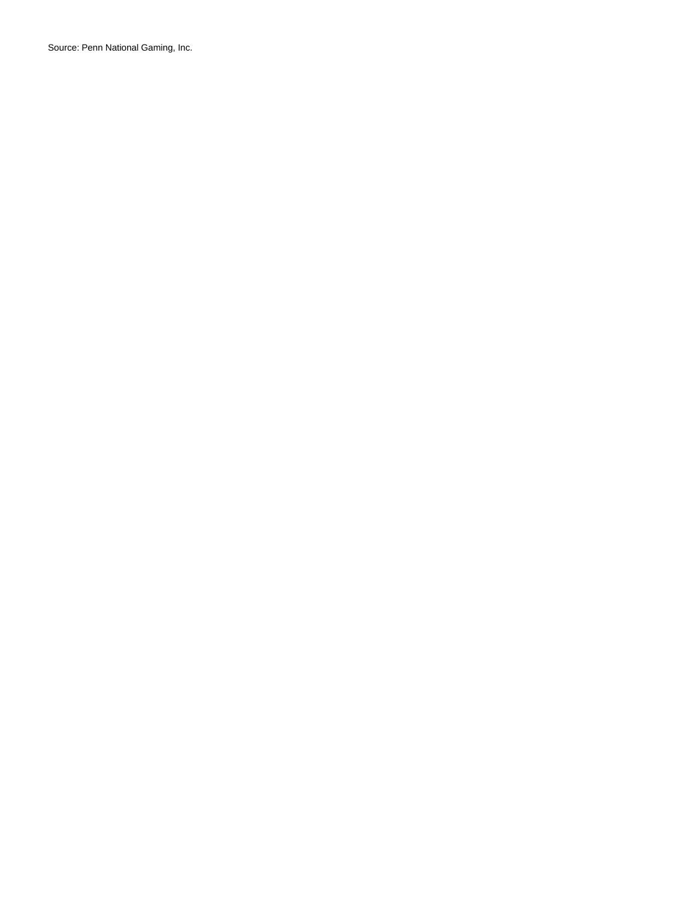Source: Penn National Gaming, Inc.